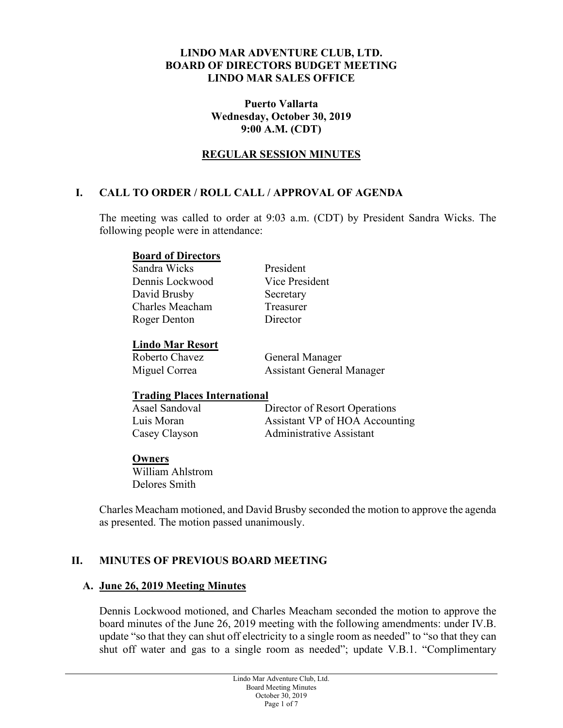**LINDO MAR ADVENTURE CLUB, LTD.**
**BOARD OF DIRECTORS BUDGET MEETING**
**LINDO MAR SALES OFFICE**

**Puerto Vallarta**
**Wednesday, October 30, 2019**
**9:00 A.M. (CDT)**

**REGULAR SESSION MINUTES**

## I. CALL TO ORDER / ROLL CALL / APPROVAL OF AGENDA

The meeting was called to order at 9:03 a.m. (CDT) by President Sandra Wicks. The following people were in attendance:

**Board of Directors**

| | |
|---|---|
| Sandra Wicks | President |
| Dennis Lockwood | Vice President |
| David Brusby | Secretary |
| Charles Meacham | Treasurer |
| Roger Denton | Director |

**Lindo Mar Resort**

| | |
|---|---|
| Roberto Chavez | General Manager |
| Miguel Correa | Assistant General Manager |

**Trading Places International**

| | |
|---|---|
| Asael Sandoval | Director of Resort Operations |
| Luis Moran | Assistant VP of HOA Accounting |
| Casey Clayson | Administrative Assistant |

**Owners**

William Ahlstrom
Delores Smith

Charles Meacham motioned, and David Brusby seconded the motion to approve the agenda as presented. The motion passed unanimously.

## II. MINUTES OF PREVIOUS BOARD MEETING

### A. June 26, 2019 Meeting Minutes

Dennis Lockwood motioned, and Charles Meacham seconded the motion to approve the board minutes of the June 26, 2019 meeting with the following amendments: under IV.B. update "so that they can shut off electricity to a single room as needed" to "so that they can shut off water and gas to a single room as needed"; update V.B.1. "Complimentary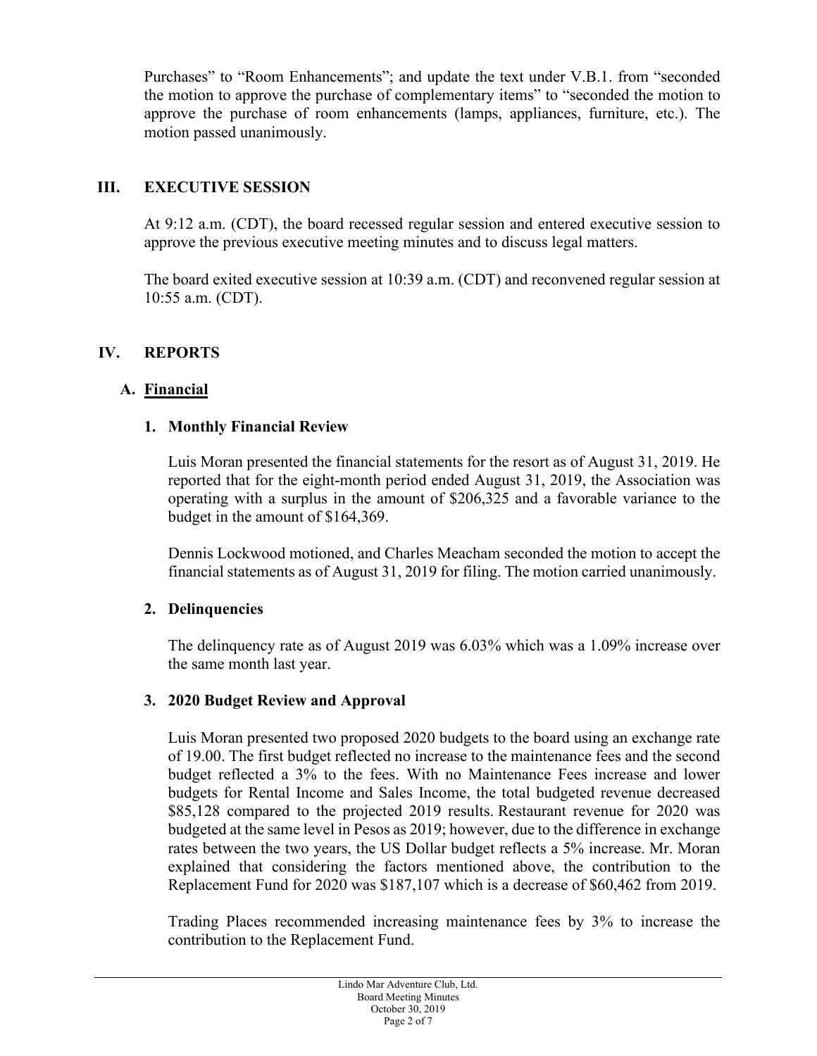Purchases" to "Room Enhancements"; and update the text under V.B.1. from "seconded the motion to approve the purchase of complementary items" to "seconded the motion to approve the purchase of room enhancements (lamps, appliances, furniture, etc.). The motion passed unanimously.

## III. EXECUTIVE SESSION

At 9:12 a.m. (CDT), the board recessed regular session and entered executive session to approve the previous executive meeting minutes and to discuss legal matters.

The board exited executive session at 10:39 a.m. (CDT) and reconvened regular session at 10:55 a.m. (CDT).

## IV. REPORTS

### A. Financial

#### 1. Monthly Financial Review

Luis Moran presented the financial statements for the resort as of August 31, 2019. He reported that for the eight-month period ended August 31, 2019, the Association was operating with a surplus in the amount of $206,325 and a favorable variance to the budget in the amount of $164,369.

Dennis Lockwood motioned, and Charles Meacham seconded the motion to accept the financial statements as of August 31, 2019 for filing. The motion carried unanimously.

#### 2. Delinquencies

The delinquency rate as of August 2019 was 6.03% which was a 1.09% increase over the same month last year.

#### 3. 2020 Budget Review and Approval

Luis Moran presented two proposed 2020 budgets to the board using an exchange rate of 19.00. The first budget reflected no increase to the maintenance fees and the second budget reflected a 3% to the fees. With no Maintenance Fees increase and lower budgets for Rental Income and Sales Income, the total budgeted revenue decreased $85,128 compared to the projected 2019 results. Restaurant revenue for 2020 was budgeted at the same level in Pesos as 2019; however, due to the difference in exchange rates between the two years, the US Dollar budget reflects a 5% increase. Mr. Moran explained that considering the factors mentioned above, the contribution to the Replacement Fund for 2020 was $187,107 which is a decrease of $60,462 from 2019.

Trading Places recommended increasing maintenance fees by 3% to increase the contribution to the Replacement Fund.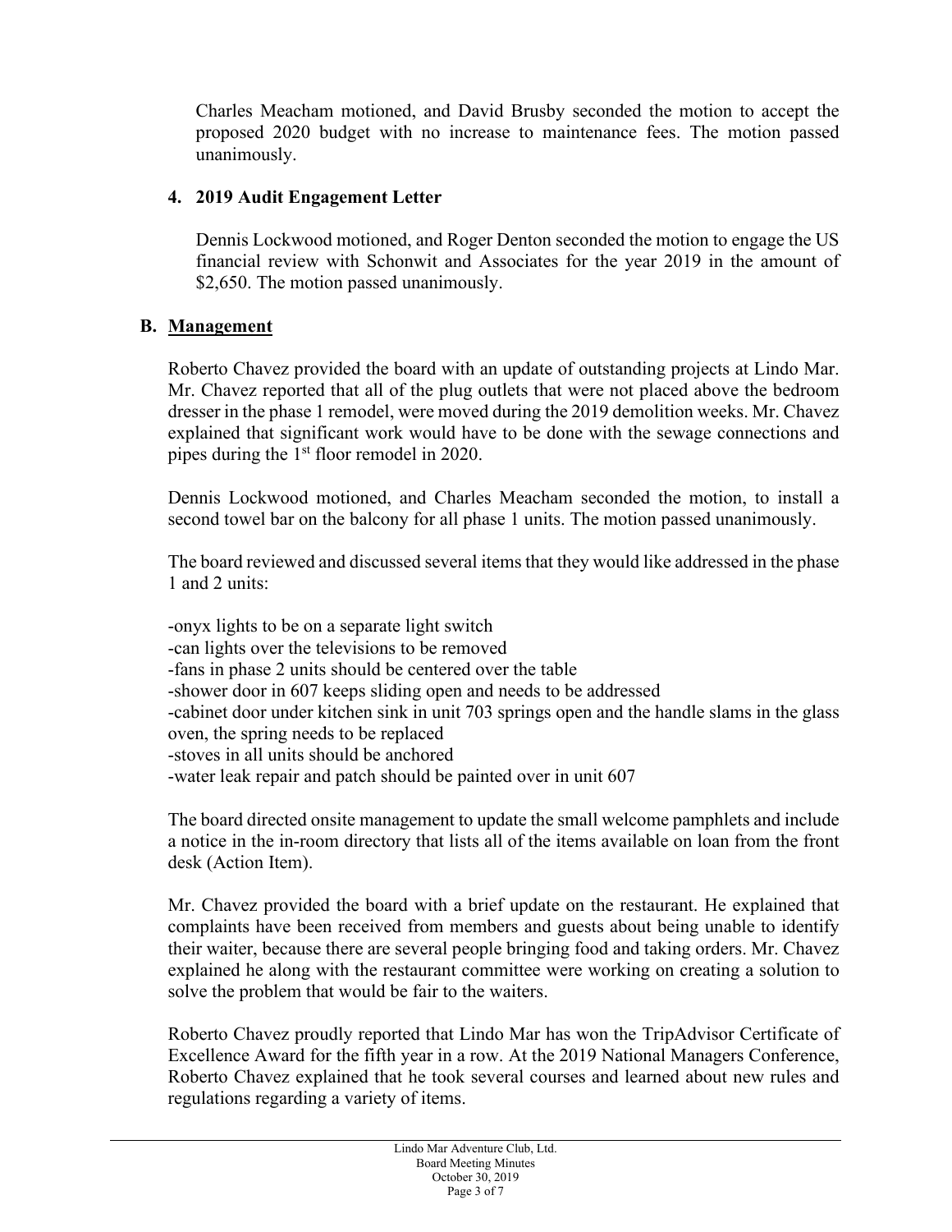Charles Meacham motioned, and David Brusby seconded the motion to accept the proposed 2020 budget with no increase to maintenance fees. The motion passed unanimously.

**4. 2019 Audit Engagement Letter**

Dennis Lockwood motioned, and Roger Denton seconded the motion to engage the US financial review with Schonwit and Associates for the year 2019 in the amount of $2,650. The motion passed unanimously.

**B. <u>Management</u>**

Roberto Chavez provided the board with an update of outstanding projects at Lindo Mar. Mr. Chavez reported that all of the plug outlets that were not placed above the bedroom dresser in the phase 1 remodel, were moved during the 2019 demolition weeks. Mr. Chavez explained that significant work would have to be done with the sewage connections and pipes during the 1st floor remodel in 2020.

Dennis Lockwood motioned, and Charles Meacham seconded the motion, to install a second towel bar on the balcony for all phase 1 units. The motion passed unanimously.

The board reviewed and discussed several items that they would like addressed in the phase 1 and 2 units:

-onyx lights to be on a separate light switch
-can lights over the televisions to be removed
-fans in phase 2 units should be centered over the table
-shower door in 607 keeps sliding open and needs to be addressed
-cabinet door under kitchen sink in unit 703 springs open and the handle slams in the glass oven, the spring needs to be replaced
-stoves in all units should be anchored
-water leak repair and patch should be painted over in unit 607

The board directed onsite management to update the small welcome pamphlets and include a notice in the in-room directory that lists all of the items available on loan from the front desk (Action Item).

Mr. Chavez provided the board with a brief update on the restaurant. He explained that complaints have been received from members and guests about being unable to identify their waiter, because there are several people bringing food and taking orders. Mr. Chavez explained he along with the restaurant committee were working on creating a solution to solve the problem that would be fair to the waiters.

Roberto Chavez proudly reported that Lindo Mar has won the TripAdvisor Certificate of Excellence Award for the fifth year in a row. At the 2019 National Managers Conference, Roberto Chavez explained that he took several courses and learned about new rules and regulations regarding a variety of items.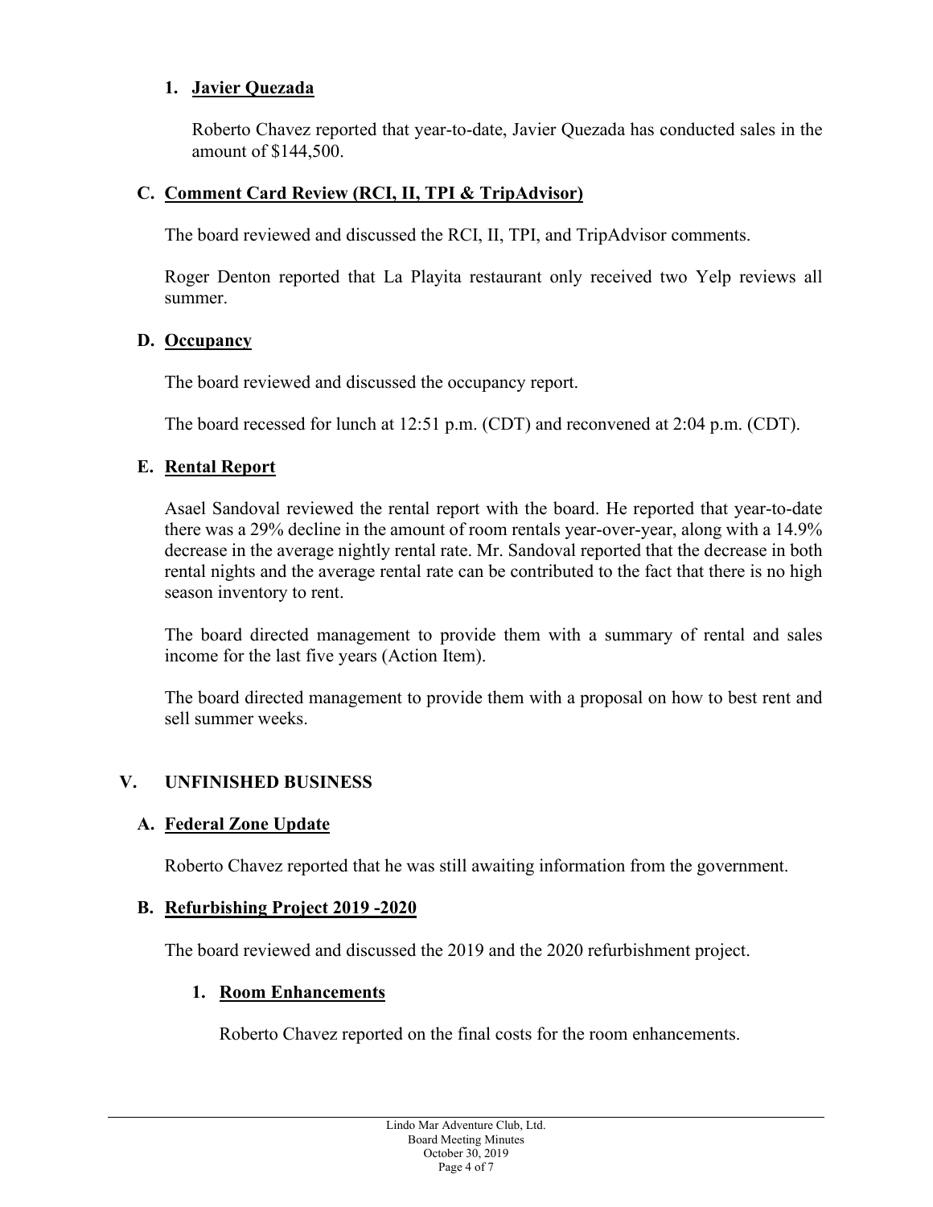#### 1. Javier Quezada

Roberto Chavez reported that year-to-date, Javier Quezada has conducted sales in the amount of $144,500.

### C. Comment Card Review (RCI, II, TPI & TripAdvisor)

The board reviewed and discussed the RCI, II, TPI, and TripAdvisor comments.

Roger Denton reported that La Playita restaurant only received two Yelp reviews all summer.

### D. Occupancy

The board reviewed and discussed the occupancy report.

The board recessed for lunch at 12:51 p.m. (CDT) and reconvened at 2:04 p.m. (CDT).

### E. Rental Report

Asael Sandoval reviewed the rental report with the board. He reported that year-to-date there was a 29% decline in the amount of room rentals year-over-year, along with a 14.9% decrease in the average nightly rental rate. Mr. Sandoval reported that the decrease in both rental nights and the average rental rate can be contributed to the fact that there is no high season inventory to rent.

The board directed management to provide them with a summary of rental and sales income for the last five years (Action Item).

The board directed management to provide them with a proposal on how to best rent and sell summer weeks.

## V. UNFINISHED BUSINESS

### A. Federal Zone Update

Roberto Chavez reported that he was still awaiting information from the government.

### B. Refurbishing Project 2019 -2020

The board reviewed and discussed the 2019 and the 2020 refurbishment project.

#### 1. Room Enhancements

Roberto Chavez reported on the final costs for the room enhancements.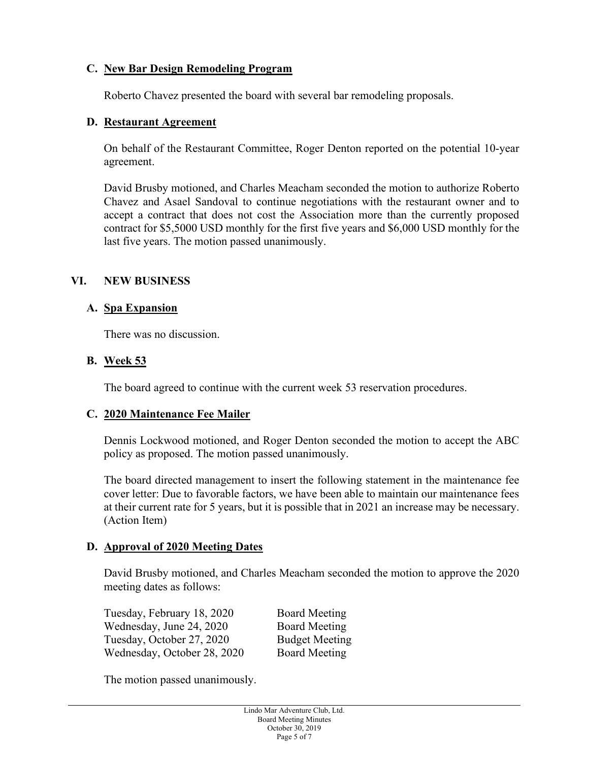**C. New Bar Design Remodeling Program**

Roberto Chavez presented the board with several bar remodeling proposals.

**D. Restaurant Agreement**

On behalf of the Restaurant Committee, Roger Denton reported on the potential 10-year agreement.

David Brusby motioned, and Charles Meacham seconded the motion to authorize Roberto Chavez and Asael Sandoval to continue negotiations with the restaurant owner and to accept a contract that does not cost the Association more than the currently proposed contract for $5,5000 USD monthly for the first five years and $6,000 USD monthly for the last five years. The motion passed unanimously.

## VI. NEW BUSINESS

**A. Spa Expansion**

There was no discussion.

**B. Week 53**

The board agreed to continue with the current week 53 reservation procedures.

**C. 2020 Maintenance Fee Mailer**

Dennis Lockwood motioned, and Roger Denton seconded the motion to accept the ABC policy as proposed. The motion passed unanimously.

The board directed management to insert the following statement in the maintenance fee cover letter: Due to favorable factors, we have been able to maintain our maintenance fees at their current rate for 5 years, but it is possible that in 2021 an increase may be necessary. (Action Item)

**D. Approval of 2020 Meeting Dates**

David Brusby motioned, and Charles Meacham seconded the motion to approve the 2020 meeting dates as follows:

| | |
|---|---|
| Tuesday, February 18, 2020 | Board Meeting |
| Wednesday, June 24, 2020 | Board Meeting |
| Tuesday, October 27, 2020 | Budget Meeting |
| Wednesday, October 28, 2020 | Board Meeting |

The motion passed unanimously.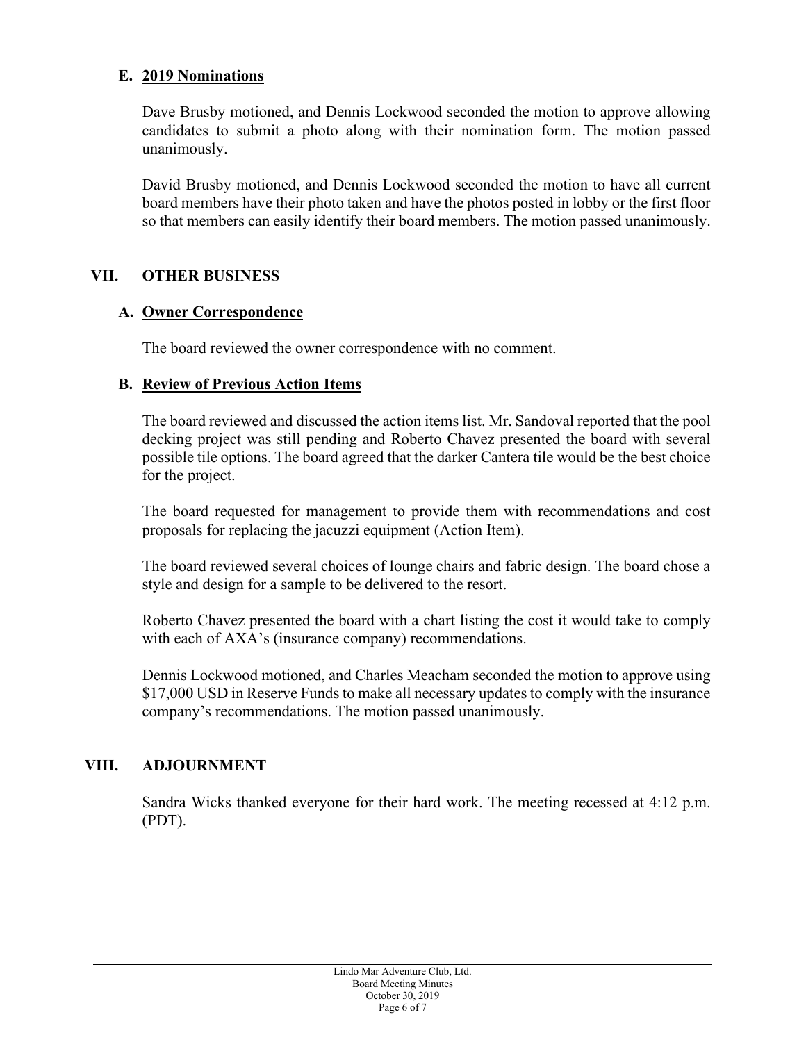### E. 2019 Nominations

Dave Brusby motioned, and Dennis Lockwood seconded the motion to approve allowing candidates to submit a photo along with their nomination form. The motion passed unanimously.

David Brusby motioned, and Dennis Lockwood seconded the motion to have all current board members have their photo taken and have the photos posted in lobby or the first floor so that members can easily identify their board members. The motion passed unanimously.

## VII. OTHER BUSINESS

### A. Owner Correspondence

The board reviewed the owner correspondence with no comment.

### B. Review of Previous Action Items

The board reviewed and discussed the action items list. Mr. Sandoval reported that the pool decking project was still pending and Roberto Chavez presented the board with several possible tile options. The board agreed that the darker Cantera tile would be the best choice for the project.

The board requested for management to provide them with recommendations and cost proposals for replacing the jacuzzi equipment (Action Item).

The board reviewed several choices of lounge chairs and fabric design. The board chose a style and design for a sample to be delivered to the resort.

Roberto Chavez presented the board with a chart listing the cost it would take to comply with each of AXA's (insurance company) recommendations.

Dennis Lockwood motioned, and Charles Meacham seconded the motion to approve using $17,000 USD in Reserve Funds to make all necessary updates to comply with the insurance company's recommendations. The motion passed unanimously.

## VIII. ADJOURNMENT

Sandra Wicks thanked everyone for their hard work. The meeting recessed at 4:12 p.m. (PDT).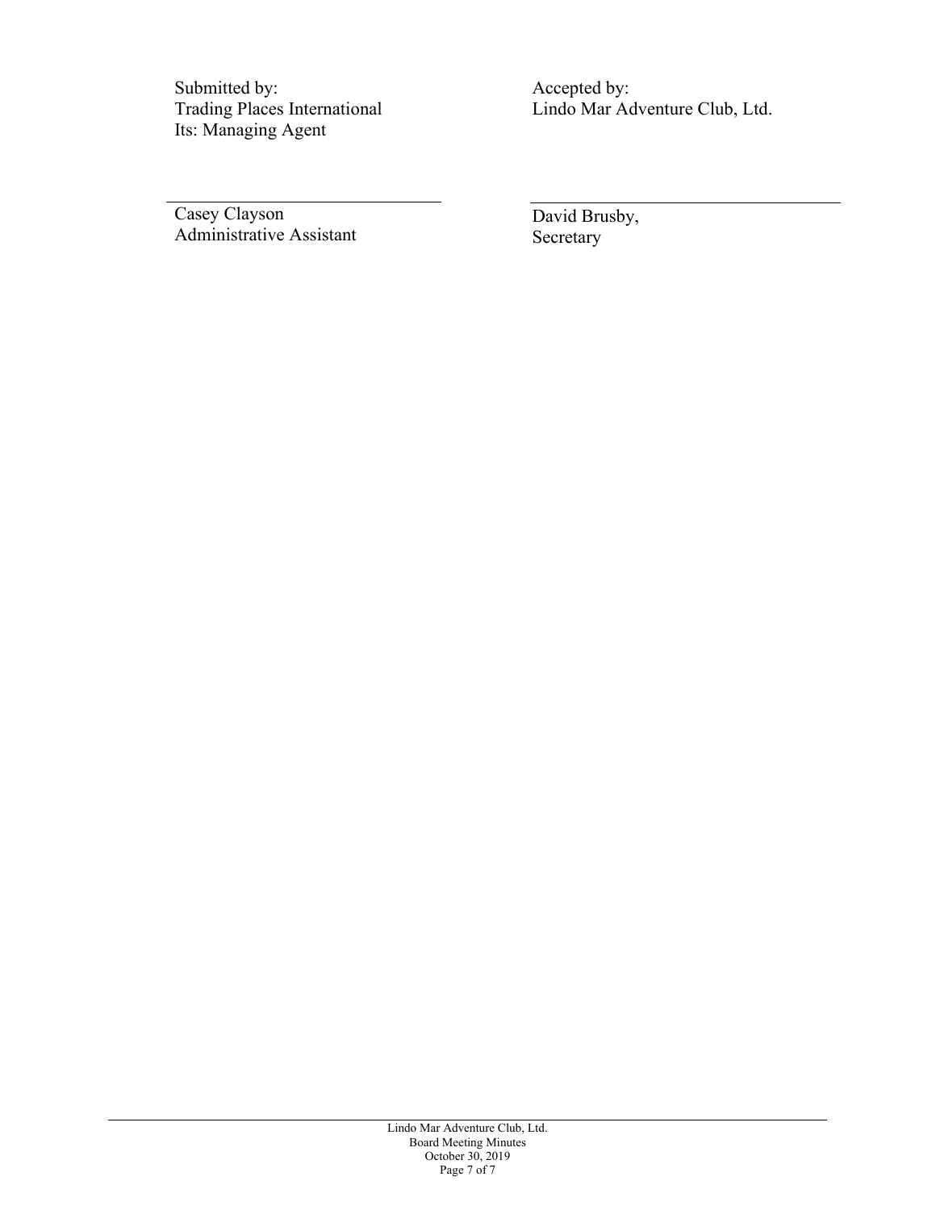Submitted by:
Trading Places International
Its: Managing Agent

\_\_\_\_\_\_\_\_\_\_\_\_\_\_\_\_\_\_\_\_\_\_\_\_\_\_\_\_\_\_

Casey Clayson
Administrative Assistant

Accepted by:
Lindo Mar Adventure Club, Ltd.

\_\_\_\_\_\_\_\_\_\_\_\_\_\_\_\_\_\_\_\_\_\_\_\_\_\_\_\_\_\_

David Brusby,
Secretary